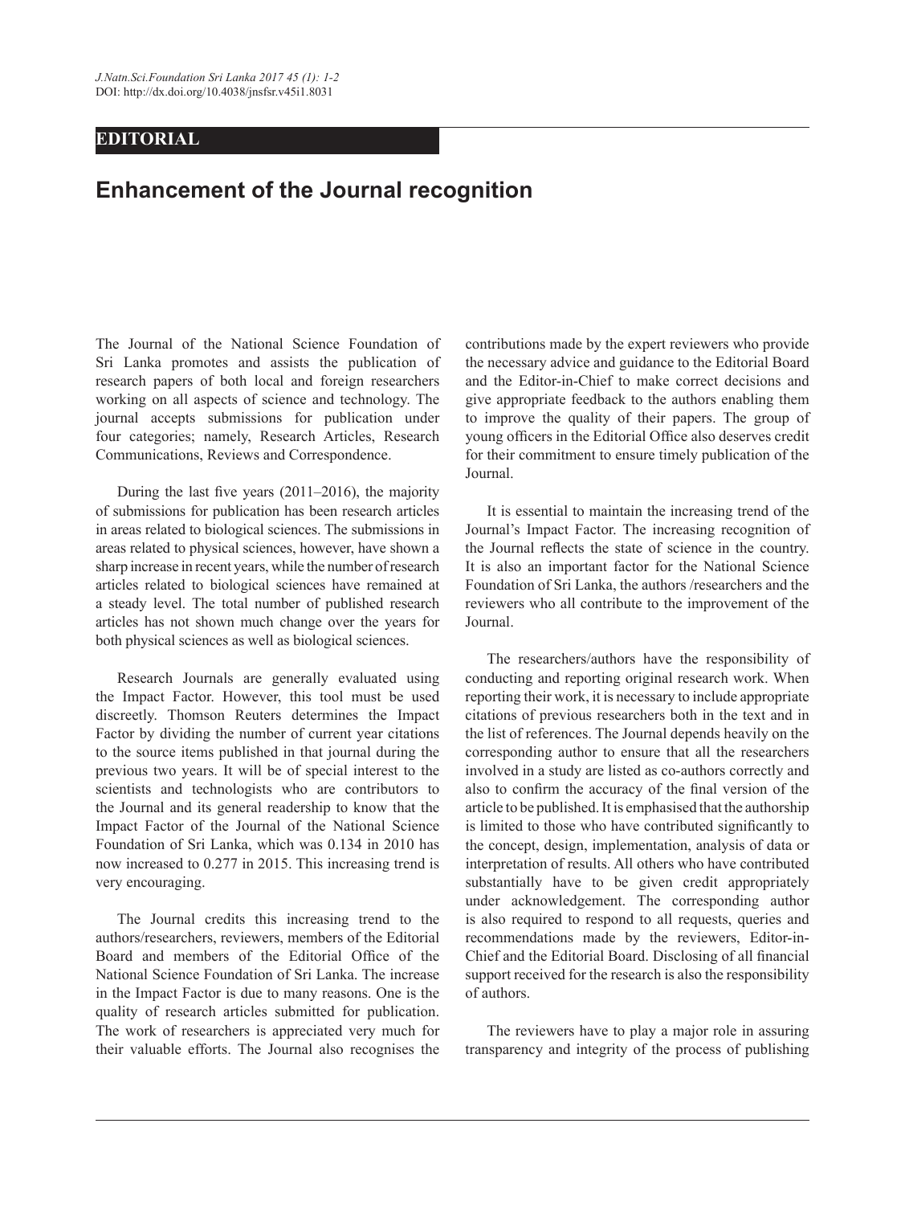**EDITORIAL**

# Enhancement of the Journal recognition

The Journal of the National Science Foundation of Sri Lanka promotes and assists the publication of research papers of both local and foreign researchers working on all aspects of science and technology. The journal accepts submissions for publication under four categories; namely, Research Articles, Research Communications, Reviews and Correspondence.

During the last five years (2011–2016), the majority of submissions for publication has been research articles in areas related to biological sciences. The submissions in areas related to physical sciences, however, have shown a sharp increase in recent years, while the number of research articles related to biological sciences have remained at a steady level. The total number of published research articles has not shown much change over the years for both physical sciences as well as biological sciences.

Research Journals are generally evaluated using the Impact Factor. However, this tool must be used discreetly. Thomson Reuters determines the Impact Factor by dividing the number of current year citations to the source items published in that journal during the previous two years. It will be of special interest to the scientists and technologists who are contributors to the Journal and its general readership to know that the Impact Factor of the Journal of the National Science Foundation of Sri Lanka, which was 0.134 in 2010 has now increased to 0.277 in 2015. This increasing trend is very encouraging.

The Journal credits this increasing trend to the authors/researchers, reviewers, members of the Editorial Board and members of the Editorial Office of the National Science Foundation of Sri Lanka. The increase in the Impact Factor is due to many reasons. One is the quality of research articles submitted for publication. The work of researchers is appreciated very much for their valuable efforts. The Journal also recognises the contributions made by the expert reviewers who provide the necessary advice and guidance to the Editorial Board and the Editor-in-Chief to make correct decisions and give appropriate feedback to the authors enabling them to improve the quality of their papers. The group of young officers in the Editorial Office also deserves credit for their commitment to ensure timely publication of the Journal.

It is essential to maintain the increasing trend of the Journal's Impact Factor. The increasing recognition of the Journal reflects the state of science in the country. It is also an important factor for the National Science Foundation of Sri Lanka, the authors /researchers and the reviewers who all contribute to the improvement of the Journal.

The researchers/authors have the responsibility of conducting and reporting original research work. When reporting their work, it is necessary to include appropriate citations of previous researchers both in the text and in the list of references. The Journal depends heavily on the corresponding author to ensure that all the researchers involved in a study are listed as co-authors correctly and also to confirm the accuracy of the final version of the article to be published. It is emphasised that the authorship is limited to those who have contributed significantly to the concept, design, implementation, analysis of data or interpretation of results. All others who have contributed substantially have to be given credit appropriately under acknowledgement. The corresponding author is also required to respond to all requests, queries and recommendations made by the reviewers, Editor-in-Chief and the Editorial Board. Disclosing of all financial support received for the research is also the responsibility of authors.

The reviewers have to play a major role in assuring transparency and integrity of the process of publishing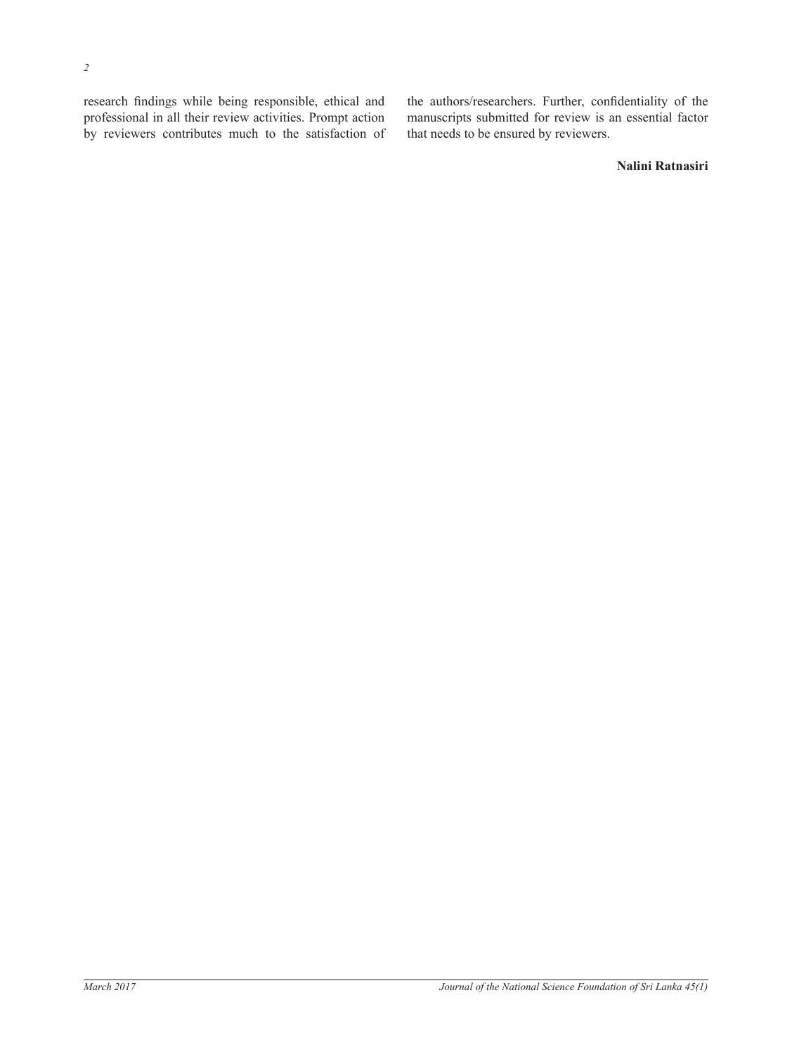research findings while being responsible, ethical and professional in all their review activities. Prompt action by reviewers contributes much to the satisfaction of the authors/researchers. Further, confidentiality of the manuscripts submitted for review is an essential factor that needs to be ensured by reviewers.

**Nalini Ratnasiri**